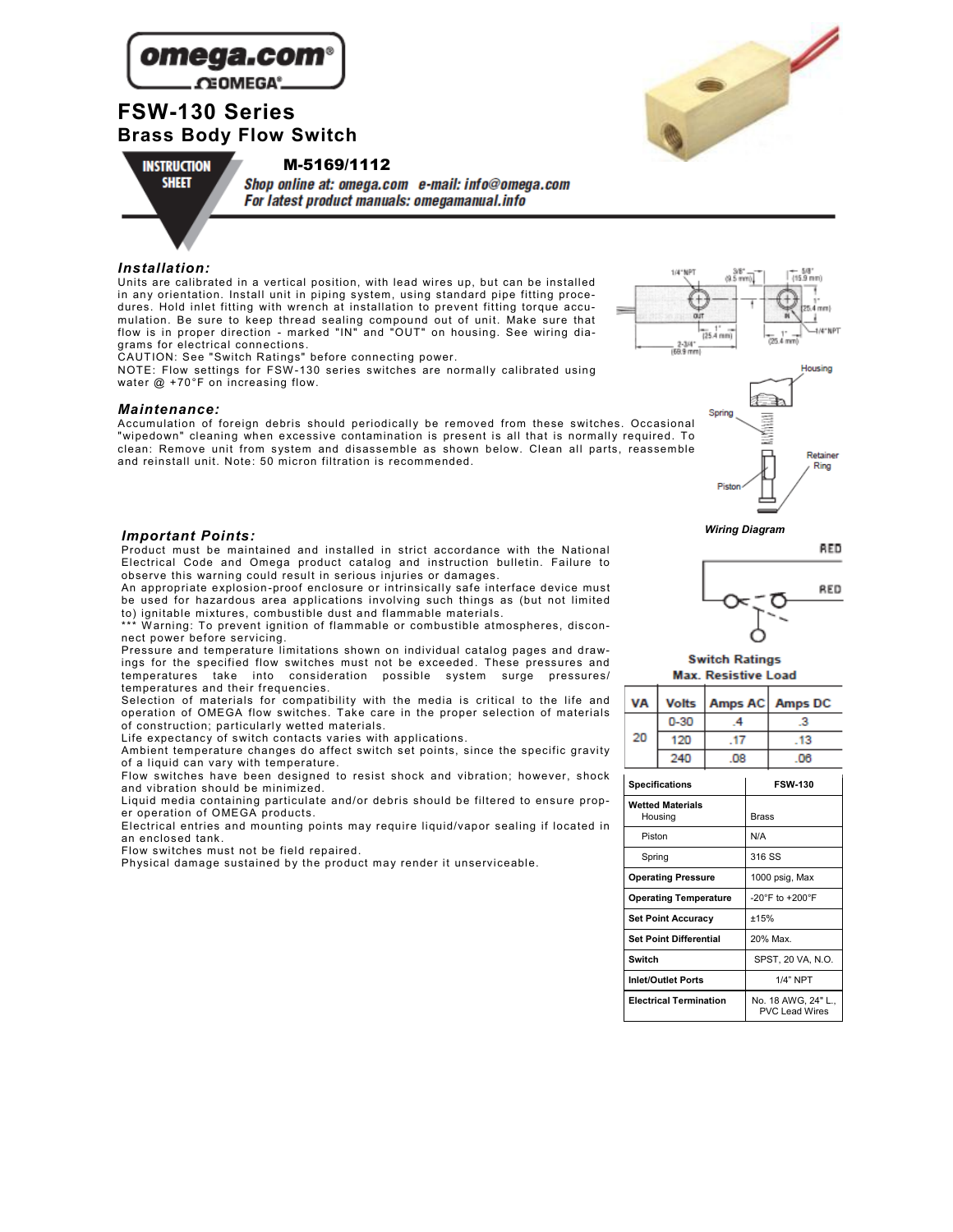# FSW-130 Series
## Brass Body Flow Switch

**INSTRUCTION SHEET**

**M-5169/1112**

*Shop online at: omega.com e-mail: info@omega.com*
*For latest product manuals: omegamanual.info*

### *Installation:*

Units are calibrated in a vertical position, with lead wires up, but can be installed in any orientation. Install unit in piping system, using standard pipe fitting procedures. Hold inlet fitting with wrench at installation to prevent fitting torque accumulation. Be sure to keep thread sealing compound out of unit. Make sure that flow is in proper direction - marked "IN" and "OUT" on housing. See wiring diagrams for electrical connections.
CAUTION: See "Switch Ratings" before connecting power.
NOTE: Flow settings for FSW-130 series switches are normally calibrated using water @ +70°F on increasing flow.

### *Maintenance:*

Accumulation of foreign debris should periodically be removed from these switches. Occasional "wipedown" cleaning when excessive contamination is present is all that is normally required. To clean: Remove unit from system and disassemble as shown below. Clean all parts, reassemble and reinstall unit. Note: 50 micron filtration is recommended.

### *Important Points:*

Product must be maintained and installed in strict accordance with the National Electrical Code and Omega product catalog and instruction bulletin. Failure to observe this warning could result in serious injuries or damages.
An appropriate explosion-proof enclosure or intrinsically safe interface device must be used for hazardous area applications involving such things as (but not limited to) ignitable mixtures, combustible dust and flammable materials.
*** Warning: To prevent ignition of flammable or combustible atmospheres, disconnect power before servicing.
Pressure and temperature limitations shown on individual catalog pages and drawings for the specified flow switches must not be exceeded. These pressures and temperatures take into consideration possible system surge pressures/temperatures and their frequencies.
Selection of materials for compatibility with the media is critical to the life and operation of OMEGA flow switches. Take care in the proper selection of materials of construction; particularly wetted materials.
Life expectancy of switch contacts varies with applications.
Ambient temperature changes do affect switch set points, since the specific gravity of a liquid can vary with temperature.
Flow switches have been designed to resist shock and vibration; however, shock and vibration should be minimized.
Liquid media containing particulate and/or debris should be filtered to ensure proper operation of OMEGA products.
Electrical entries and mounting points may require liquid/vapor sealing if located in an enclosed tank.
Flow switches must not be field repaired.
Physical damage sustained by the product may render it unserviceable.

**Wiring Diagram**

**Switch Ratings**
**Max. Resistive Load**

| VA | Volts | Amps AC | Amps DC |
|---|---|---|---|
| 20 | 0-30 | .4 | .3 |
| | 120 | .17 | .13 |
| | 240 | .08 | .06 |

| Specifications | FSW-130 |
|---|---|
| **Wetted Materials** Housing | Brass |
| Piston | N/A |
| Spring | 316 SS |
| **Operating Pressure** | 1000 psig, Max |
| **Operating Temperature** | -20°F to +200°F |
| **Set Point Accuracy** | ±15% |
| **Set Point Differential** | 20% Max. |
| **Switch** | SPST, 20 VA, N.O. |
| **Inlet/Outlet Ports** | 1/4" NPT |
| **Electrical Termination** | No. 18 AWG, 24" L., PVC Lead Wires |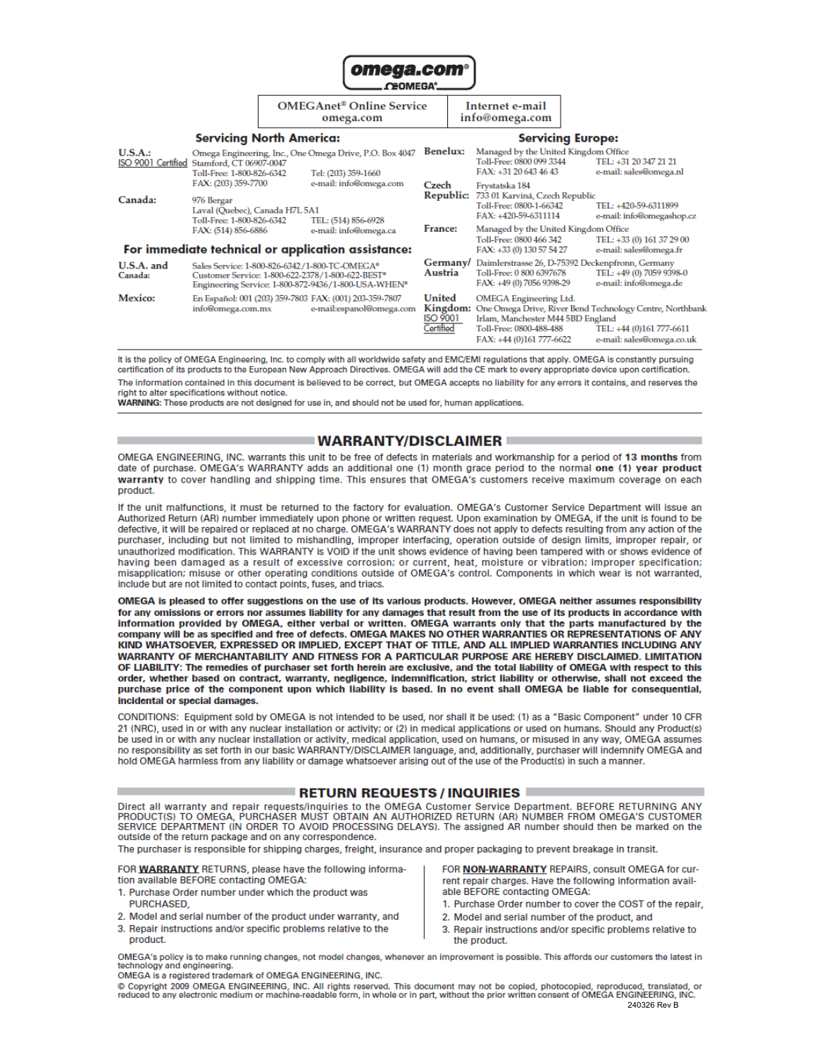**omega.com®**
**OMEGA®**

| OMEGAnet® Online Service omega.com | Internet e-mail info@omega.com |
|---|---|

## Servicing North America:

**U.S.A.:** Omega Engineering, Inc., One Omega Drive, P.O. Box 4047
ISO 9001 Certified Stamford, CT 06907-0047
Toll-Free: 1-800-826-6342 Tel: (203) 359-1660
FAX: (203) 359-7700 e-mail: info@omega.com

**Canada:** 976 Bergar
Laval (Quebec), Canada H7L 5A1
Toll-Free: 1-800-826-6342 TEL: (514) 856-6928
FAX: (514) 856-6886 e-mail: info@omega.ca

### For immediate technical or application assistance:

**U.S.A. and Canada:** Sales Service: 1-800-826-6342/1-800-TC-OMEGA®
Customer Service: 1-800-622-2378/1-800-622-BEST®
Engineering Service: 1-800-872-9436/1-800-USA-WHEN®

**Mexico:** En Español: 001 (203) 359-7803 FAX: (001) 203-359-7807
info@omega.com.mx e-mail:espanol@omega.com

## Servicing Europe:

**Benelux:** Managed by the United Kingdom Office
Toll-Free: 0800 099 3344 TEL: +31 20 347 21 21
FAX: +31 20 643 46 43 e-mail: sales@omega.nl

**Czech Republic:** Frystatska 184
733 01 Karviná, Czech Republic
Toll-Free: 0800-1-66342 TEL: +420-59-6311899
FAX: +420-59-6311114 e-mail: info@omegashop.cz

**France:** Managed by the United Kingdom Office
Toll-Free: 0800 466 342 TEL: +33 (0) 161 37 29 00
FAX: +33 (0) 130 57 54 27 e-mail: sales@omega.fr

**Germany/Austria:** Daimlerstrasse 26, D-75392 Deckenpfronn, Germany
Toll-Free: 0 800 6397678 TEL: +49 (0) 7059 9398-0
FAX: +49 (0) 7056 9398-29 e-mail: info@omega.de

**United Kingdom:** OMEGA Engineering Ltd.
ISO 9001 Certified One Omega Drive, River Bend Technology Centre, Northbank
Irlam, Manchester M44 5BD England
Toll-Free: 0800-488-488 TEL: +44 (0)161 777-6611
FAX: +44 (0)161 777-6622 e-mail: sales@omega.co.uk

It is the policy of OMEGA Engineering, Inc. to comply with all worldwide safety and EMC/EMI regulations that apply. OMEGA is constantly pursuing certification of its products to the European New Approach Directives. OMEGA will add the CE mark to every appropriate device upon certification.

The information contained in this document is believed to be correct, but OMEGA accepts no liability for any errors it contains, and reserves the right to alter specifications without notice.

**WARNING**: These products are not designed for use in, and should not be used for, human applications.

## WARRANTY/DISCLAIMER

OMEGA ENGINEERING, INC. warrants this unit to be free of defects in materials and workmanship for a period of **13 months** from date of purchase. OMEGA's WARRANTY adds an additional one (1) month grace period to the normal **one (1) year product warranty** to cover handling and shipping time. This ensures that OMEGA's customers receive maximum coverage on each product.

If the unit malfunctions, it must be returned to the factory for evaluation. OMEGA's Customer Service Department will issue an Authorized Return (AR) number immediately upon phone or written request. Upon examination by OMEGA, if the unit is found to be defective, it will be repaired or replaced at no charge. OMEGA's WARRANTY does not apply to defects resulting from any action of the purchaser, including but not limited to mishandling, improper interfacing, operation outside of design limits, improper repair, or unauthorized modification. This WARRANTY is VOID if the unit shows evidence of having been tampered with or shows evidence of having been damaged as a result of excessive corrosion; or current, heat, moisture or vibration; improper specification; misapplication; misuse or other operating conditions outside of OMEGA's control. Components in which wear is not warranted, include but are not limited to contact points, fuses, and triacs.

**OMEGA is pleased to offer suggestions on the use of its various products. However, OMEGA neither assumes responsibility for any omissions or errors nor assumes liability for any damages that result from the use of its products in accordance with information provided by OMEGA, either verbal or written. OMEGA warrants only that the parts manufactured by the company will be as specified and free of defects. OMEGA MAKES NO OTHER WARRANTIES OR REPRESENTATIONS OF ANY KIND WHATSOEVER, EXPRESSED OR IMPLIED, EXCEPT THAT OF TITLE, AND ALL IMPLIED WARRANTIES INCLUDING ANY WARRANTY OF MERCHANTABILITY AND FITNESS FOR A PARTICULAR PURPOSE ARE HEREBY DISCLAIMED. LIMITATION OF LIABILITY: The remedies of purchaser set forth herein are exclusive, and the total liability of OMEGA with respect to this order, whether based on contract, warranty, negligence, indemnification, strict liability or otherwise, shall not exceed the purchase price of the component upon which liability is based. In no event shall OMEGA be liable for consequential, incidental or special damages.**

CONDITIONS: Equipment sold by OMEGA is not intended to be used, nor shall it be used: (1) as a "Basic Component" under 10 CFR 21 (NRC), used in or with any nuclear installation or activity; or (2) in medical applications or used on humans. Should any Product(s) be used in or with any nuclear installation or activity, medical application, used on humans, or misused in any way, OMEGA assumes no responsibility as set forth in our basic WARRANTY/DISCLAIMER language, and, additionally, purchaser will indemnify OMEGA and hold OMEGA harmless from any liability or damage whatsoever arising out of the use of the Product(s) in such a manner.

## RETURN REQUESTS / INQUIRIES

Direct all warranty and repair requests/inquiries to the OMEGA Customer Service Department. BEFORE RETURNING ANY PRODUCT(S) TO OMEGA, PURCHASER MUST OBTAIN AN AUTHORIZED RETURN (AR) NUMBER FROM OMEGA'S CUSTOMER SERVICE DEPARTMENT (IN ORDER TO AVOID PROCESSING DELAYS). The assigned AR number should then be marked on the outside of the return package and on any correspondence.

The purchaser is responsible for shipping charges, freight, insurance and proper packaging to prevent breakage in transit.

FOR **WARRANTY** RETURNS, please have the following information available BEFORE contacting OMEGA:

1. Purchase Order number under which the product was PURCHASED,
2. Model and serial number of the product under warranty, and
3. Repair instructions and/or specific problems relative to the product.

FOR **NON-WARRANTY** REPAIRS, consult OMEGA for current repair charges. Have the following information available BEFORE contacting OMEGA:

1. Purchase Order number to cover the COST of the repair,
2. Model and serial number of the product, and
3. Repair instructions and/or specific problems relative to the product.

OMEGA's policy is to make running changes, not model changes, whenever an improvement is possible. This affords our customers the latest in technology and engineering.

OMEGA is a registered trademark of OMEGA ENGINEERING, INC.

© Copyright 2009 OMEGA ENGINEERING, INC. All rights reserved. This document may not be copied, photocopied, reproduced, translated, or reduced to any electronic medium or machine-readable form, in whole or in part, without the prior written consent of OMEGA ENGINEERING, INC.

240326 Rev B